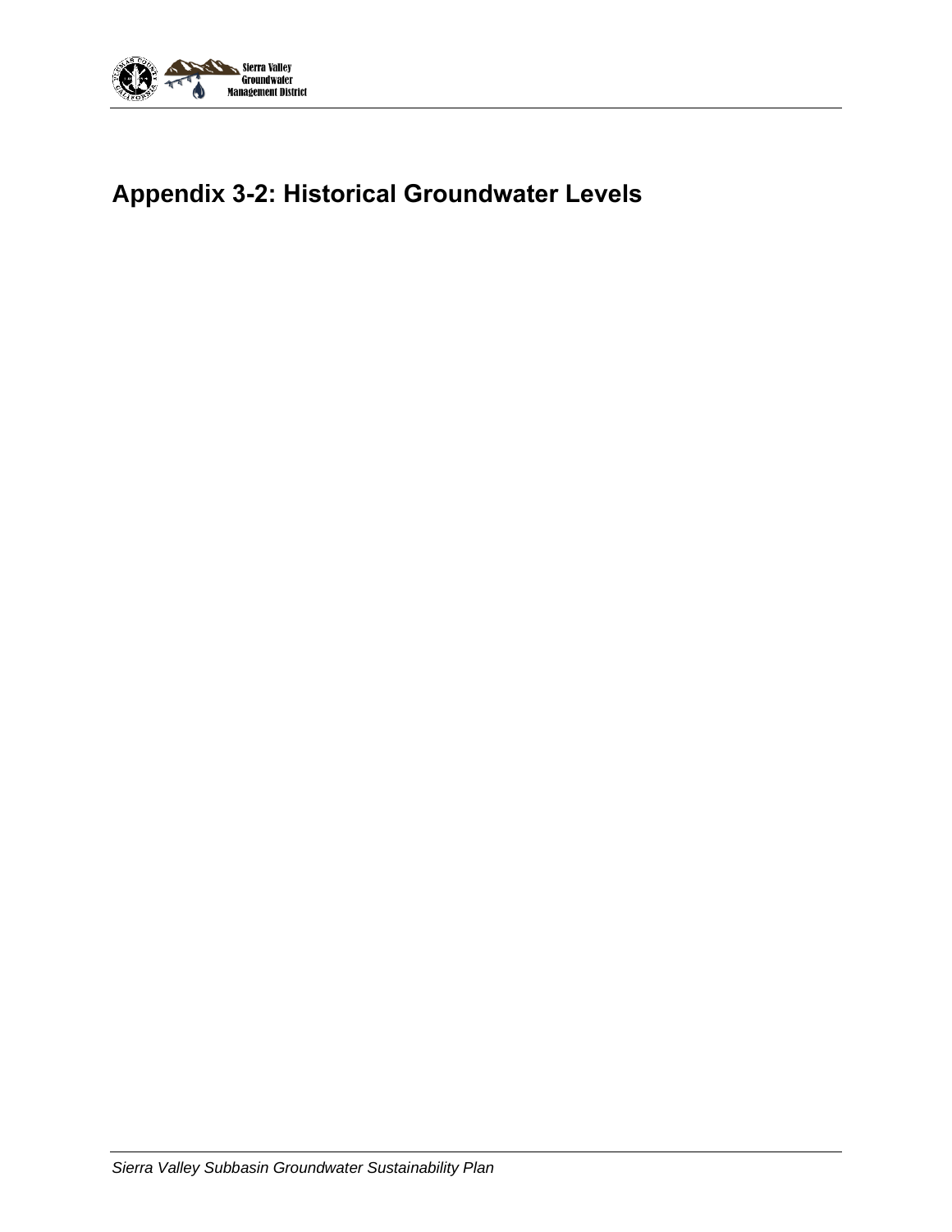# Appendix 3-2: Historical Groundwater Levels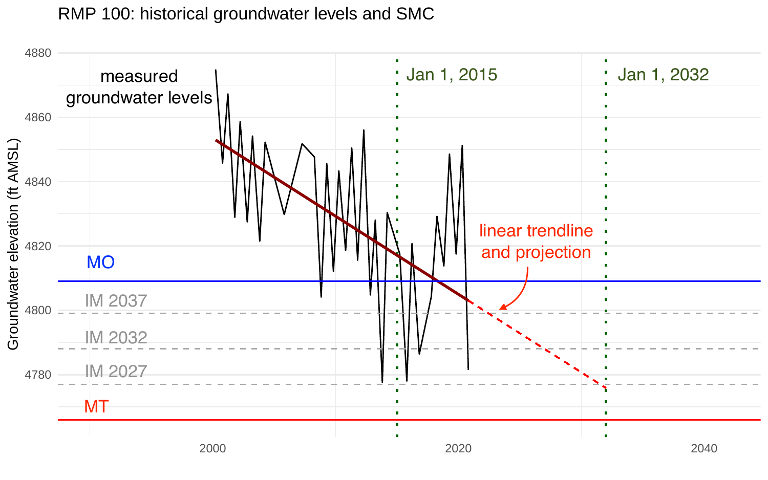RMP 100: historical groundwater levels and SMC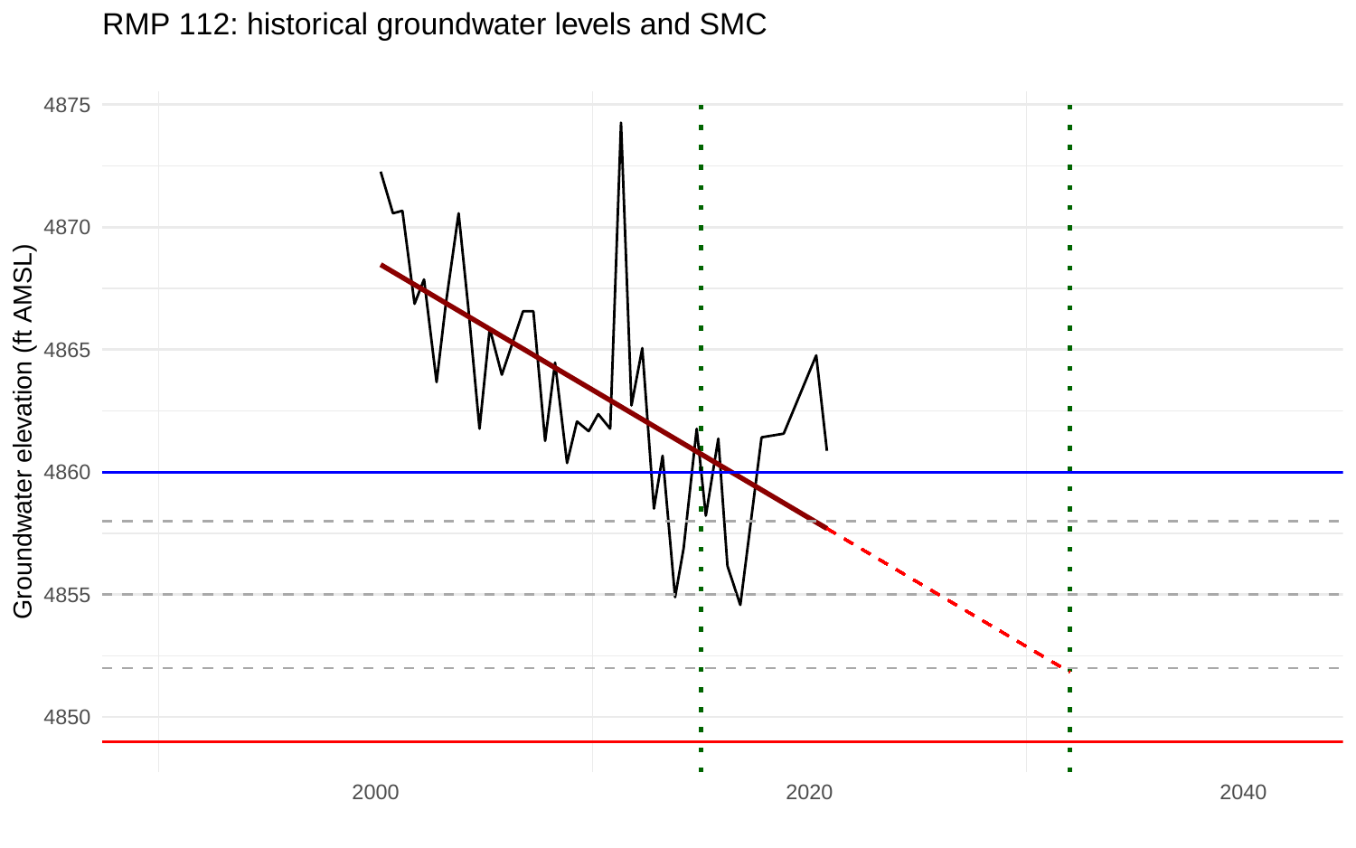RMP 112: historical groundwater levels and SMC

Groundwater elevation (ft AMSL)

4875

4870

4865

4860

4855

4850

2000

2020

2040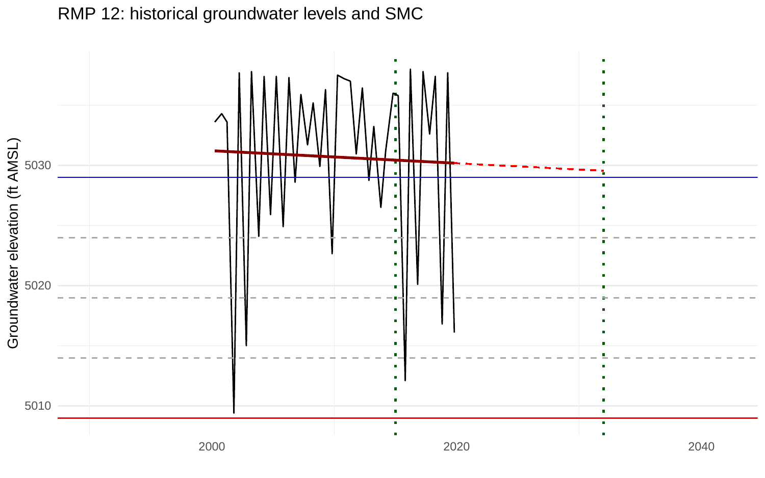RMP 12: historical groundwater levels and SMC

Groundwater elevation (ft AMSL)

5030

5020

5010

2000

2020

2040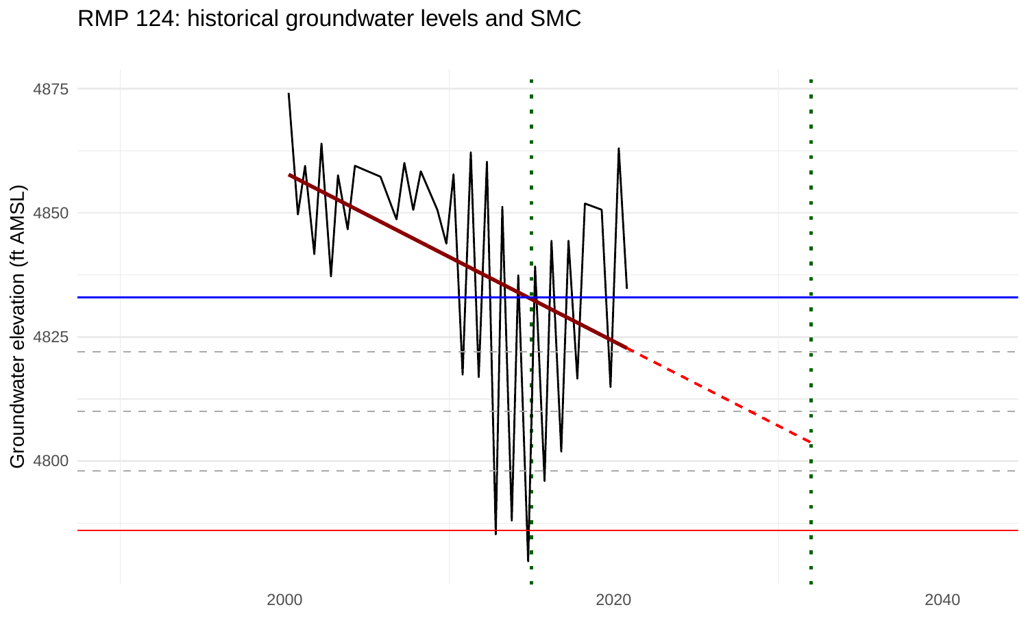RMP 124: historical groundwater levels and SMC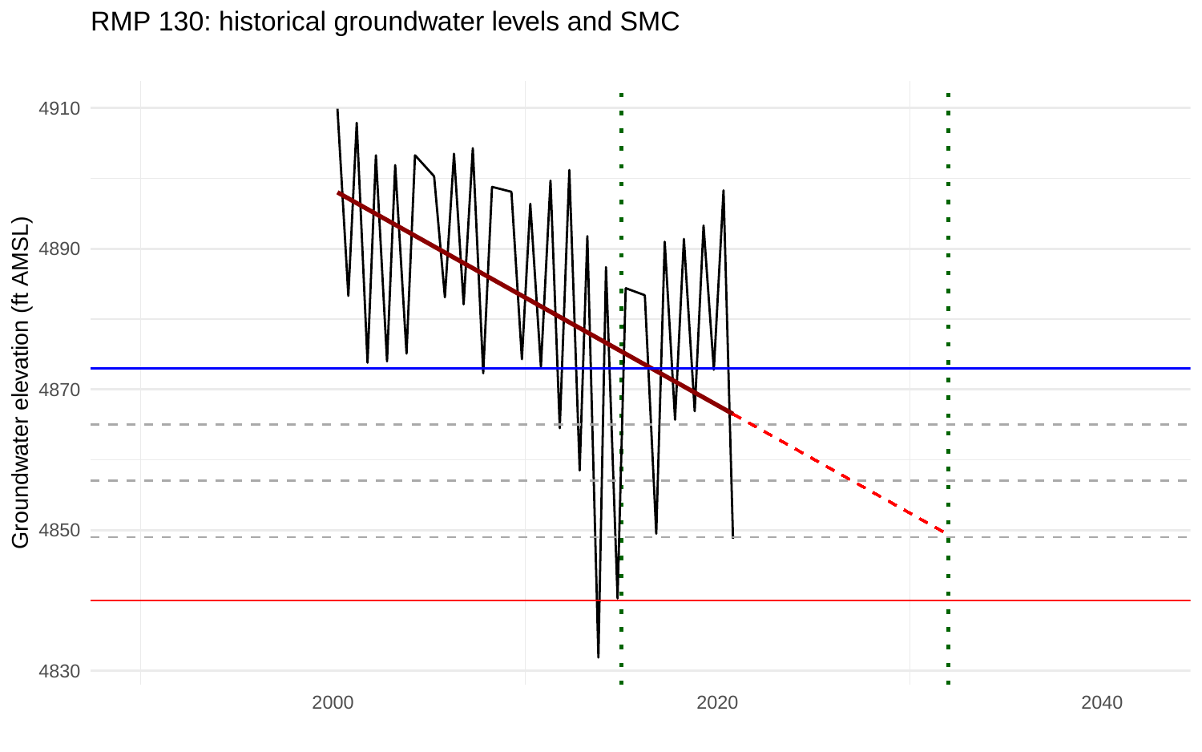RMP 130: historical groundwater levels and SMC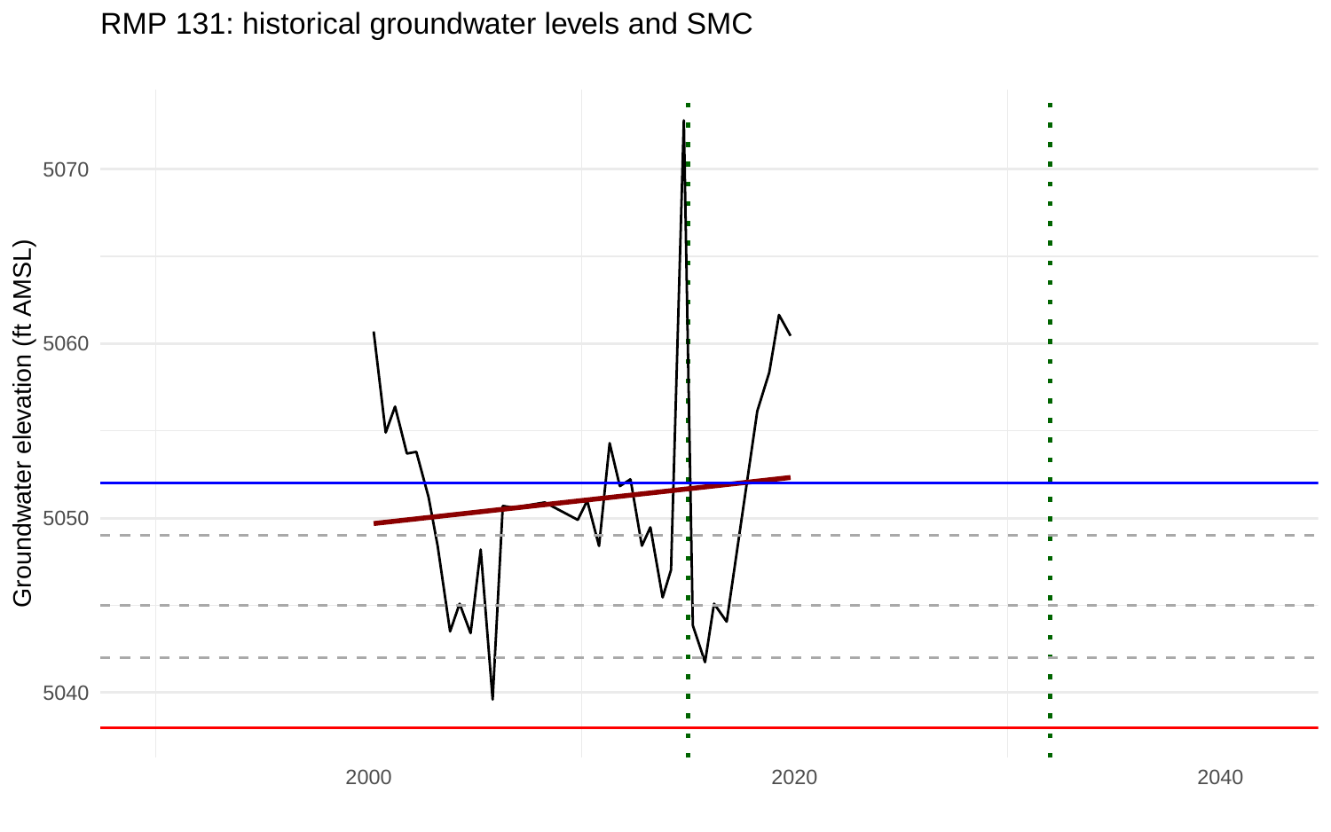RMP 131: historical groundwater levels and SMC

Groundwater elevation (ft AMSL)

5070

5060

5050

5040

2000

2020

2040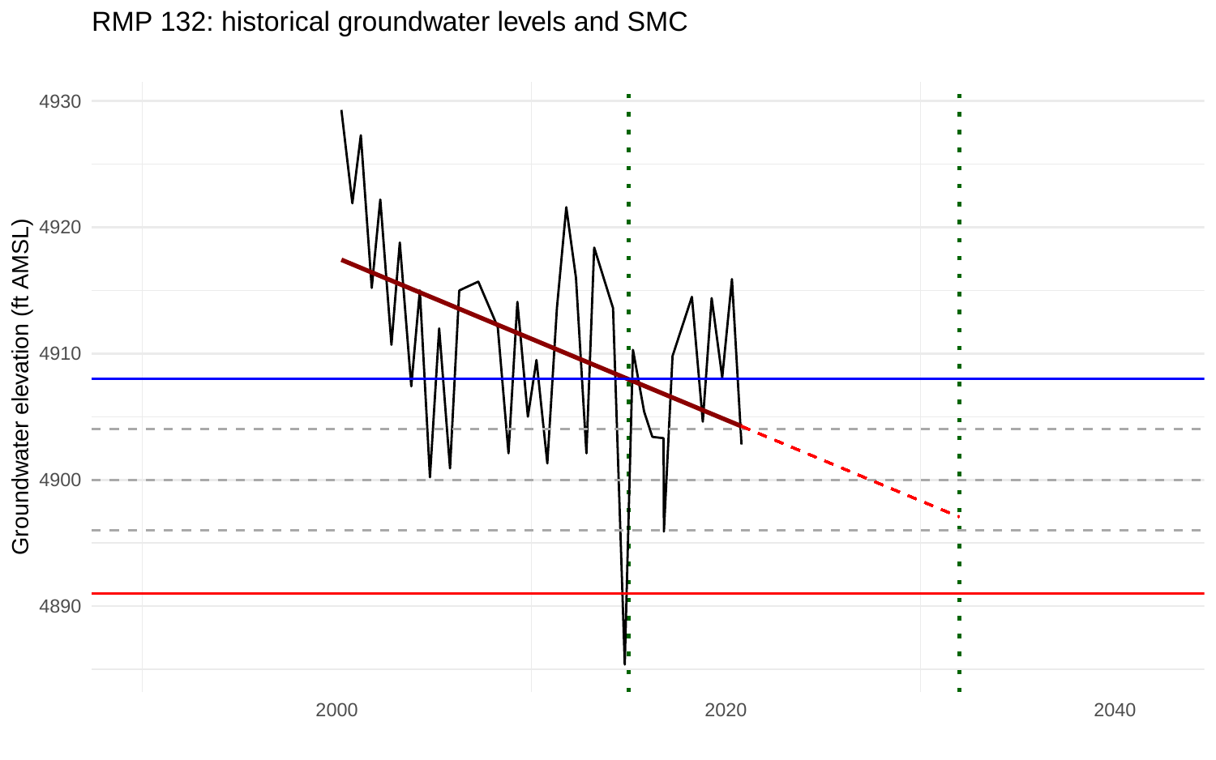RMP 132: historical groundwater levels and SMC

Groundwater elevation (ft AMSL)

4930

4920

4910

4900

4890

2000

2020

2040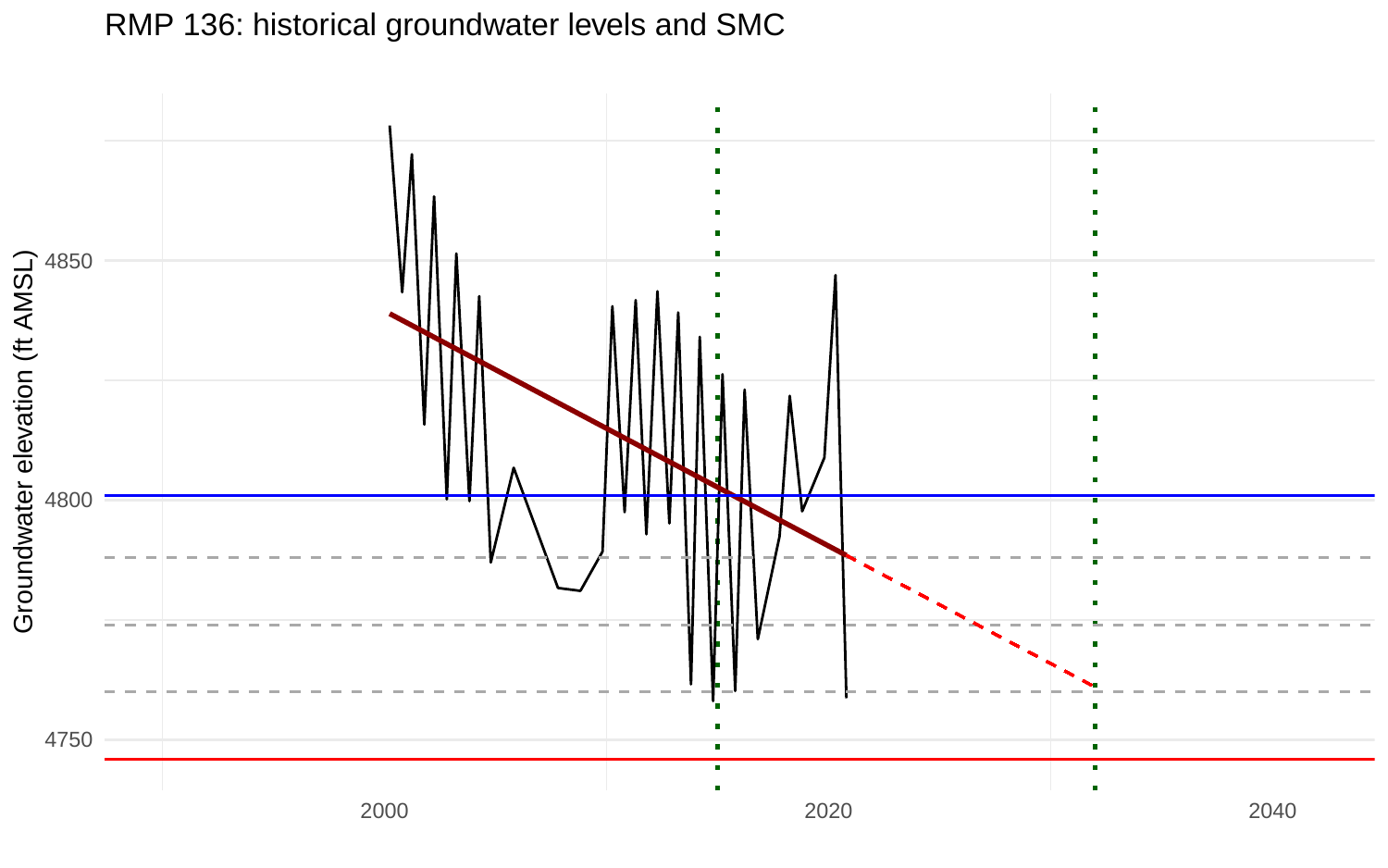RMP 136: historical groundwater levels and SMC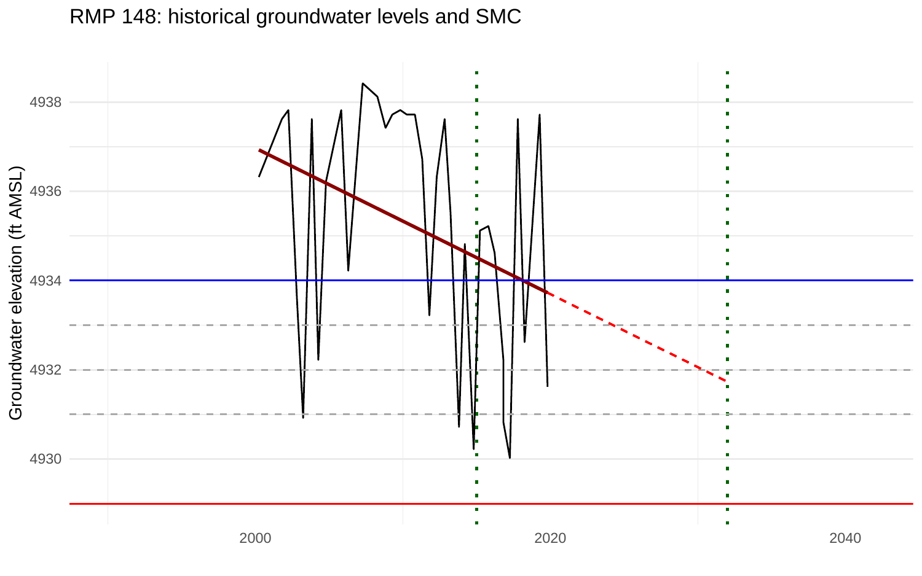RMP 148: historical groundwater levels and SMC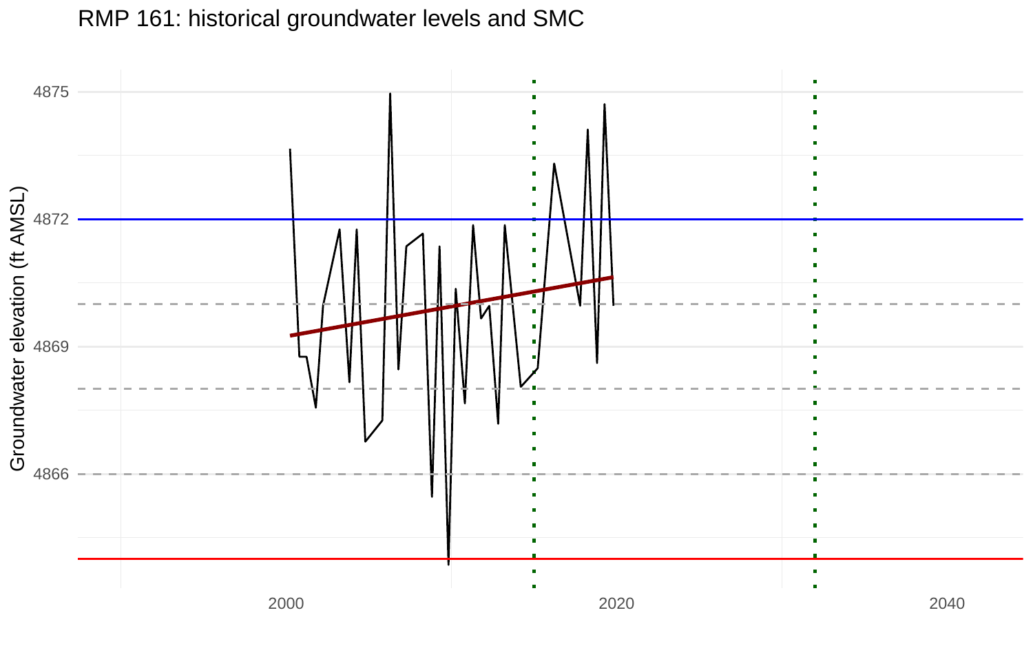RMP 161: historical groundwater levels and SMC

Groundwater elevation (ft AMSL)

4875

4872

4869

4866

2000

2020

2040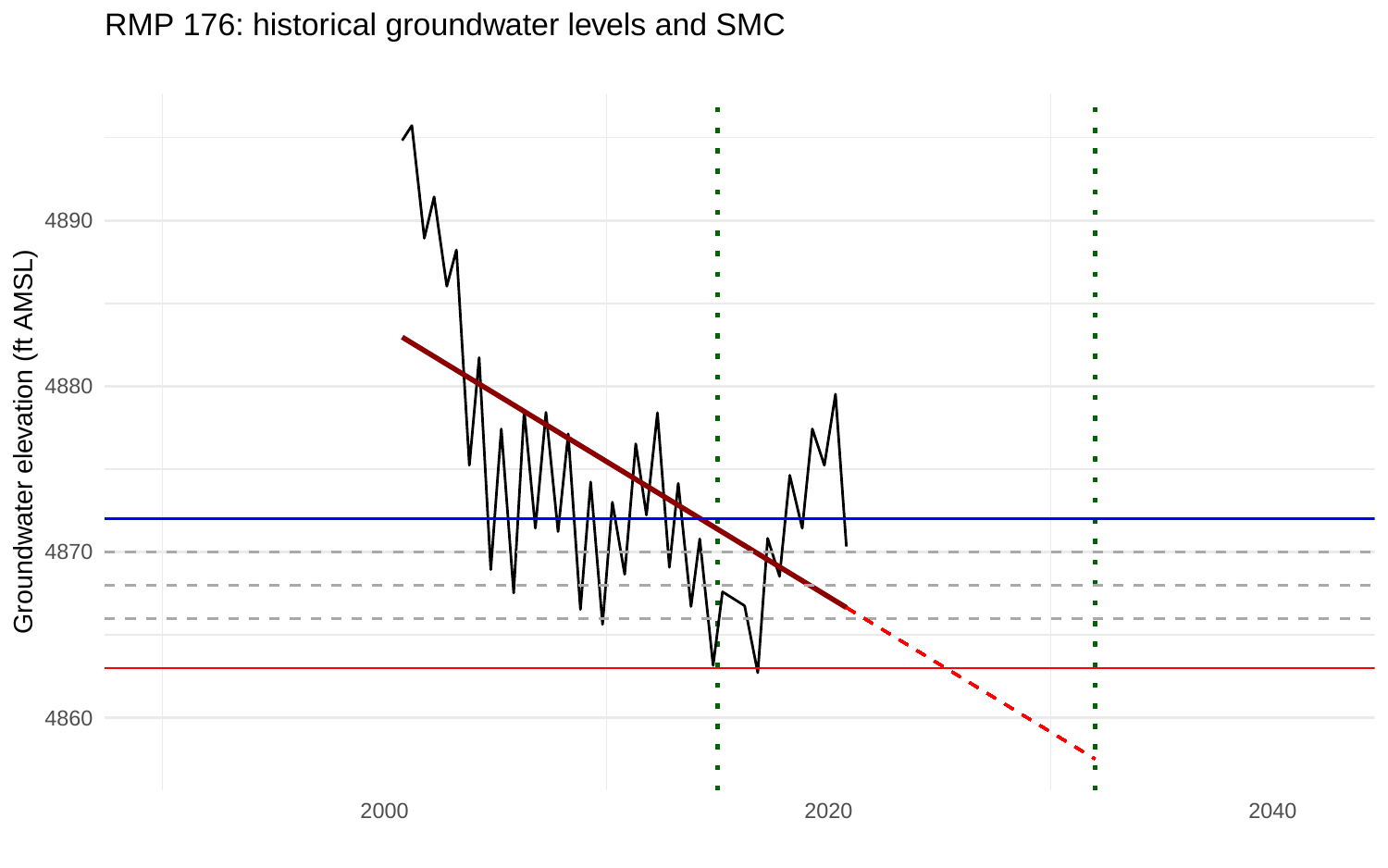RMP 176: historical groundwater levels and SMC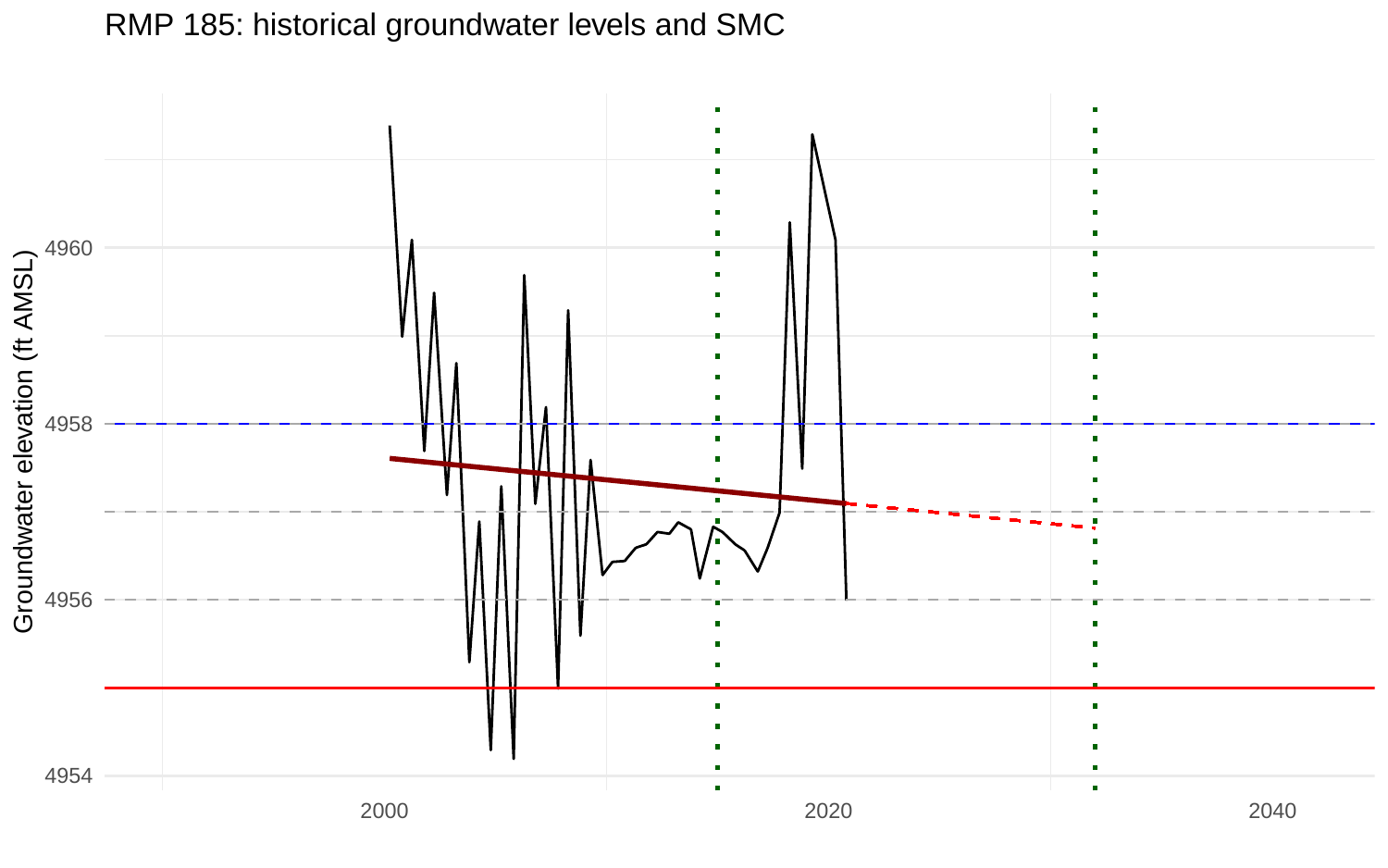RMP 185: historical groundwater levels and SMC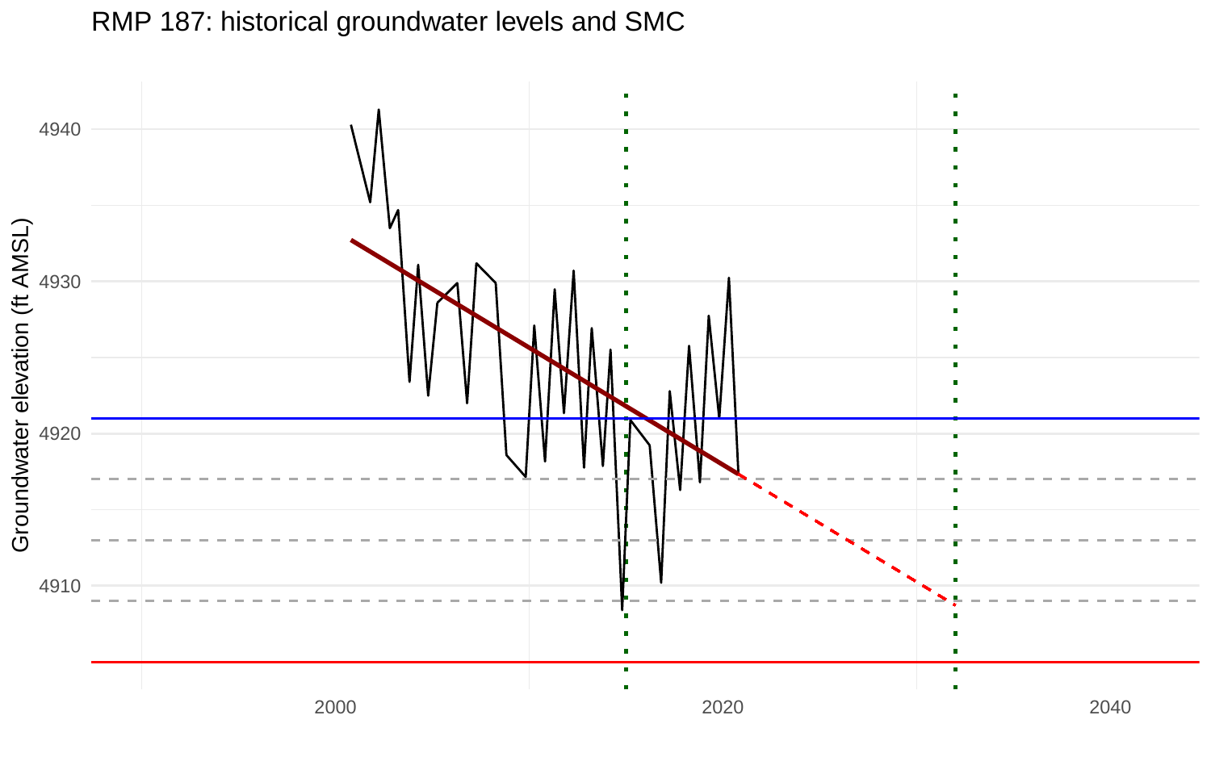RMP 187: historical groundwater levels and SMC

Groundwater elevation (ft AMSL)

4940

4930

4920

4910

2000

2020

2040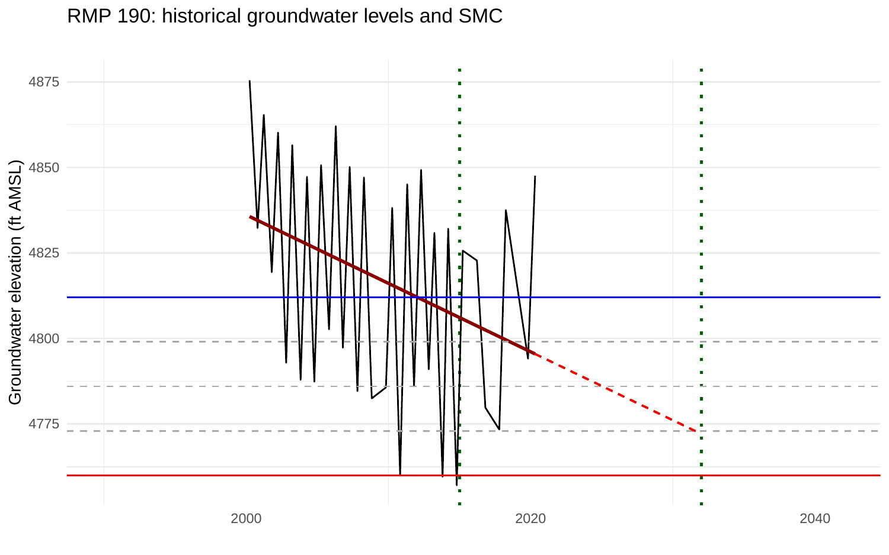RMP 190: historical groundwater levels and SMC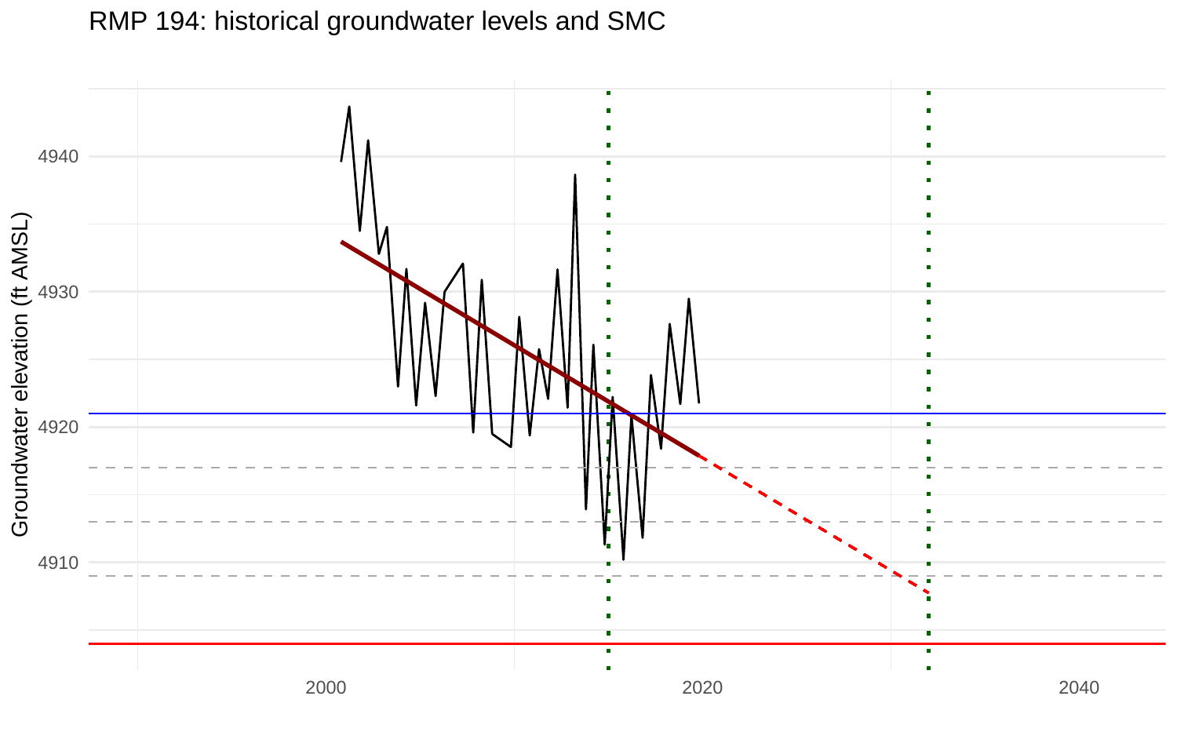RMP 194: historical groundwater levels and SMC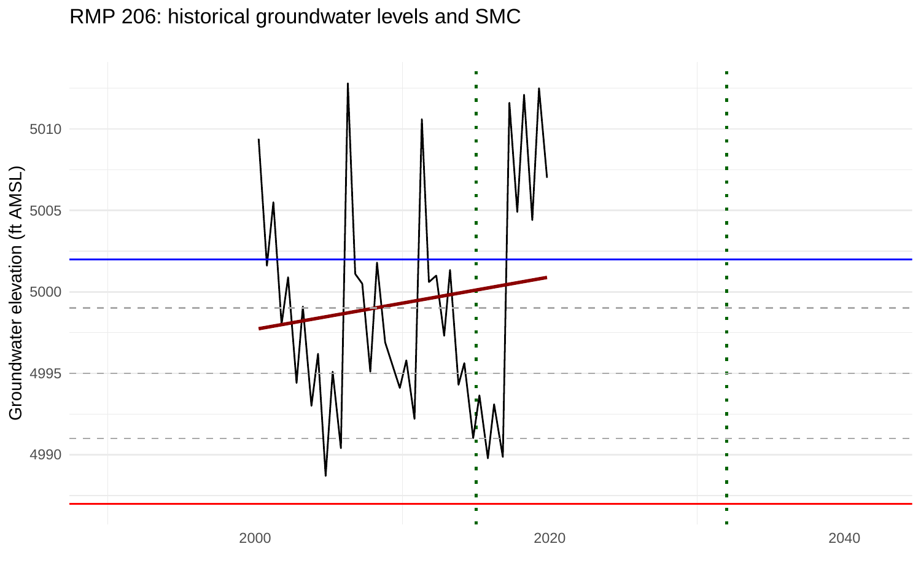# RMP 206: historical groundwater levels and SMC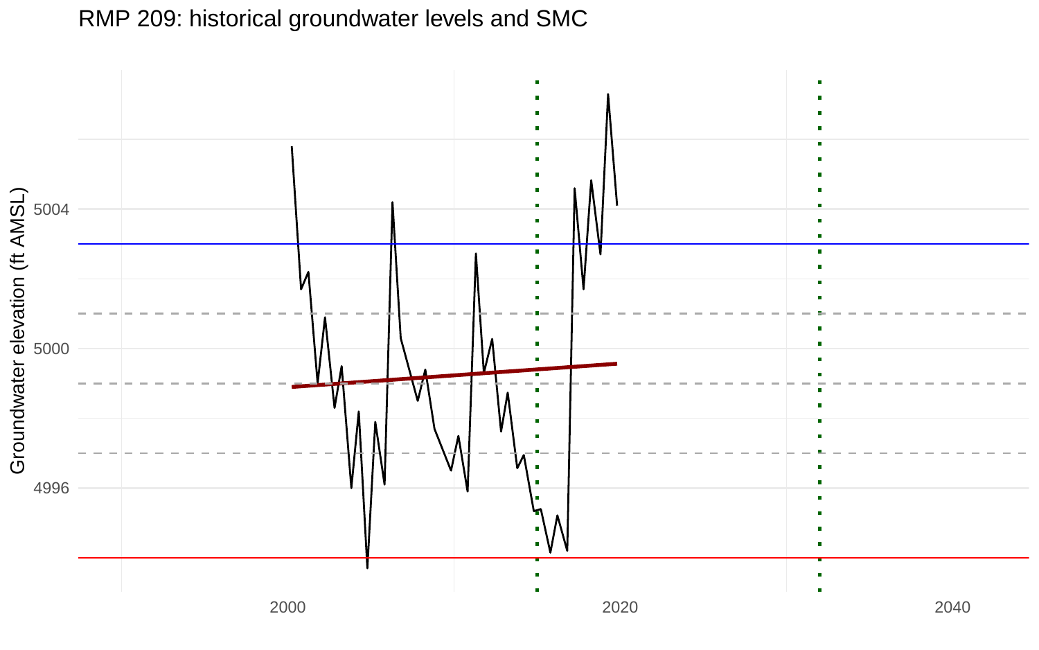RMP 209: historical groundwater levels and SMC

Groundwater elevation (ft AMSL)

5004

5000

4996

2000

2020

2040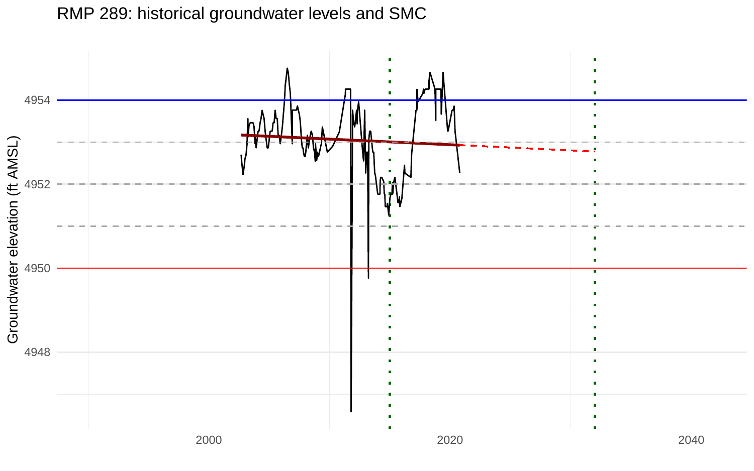RMP 289: historical groundwater levels and SMC

Groundwater elevation (ft AMSL)

4954

4952

4950

4948

2000

2020

2040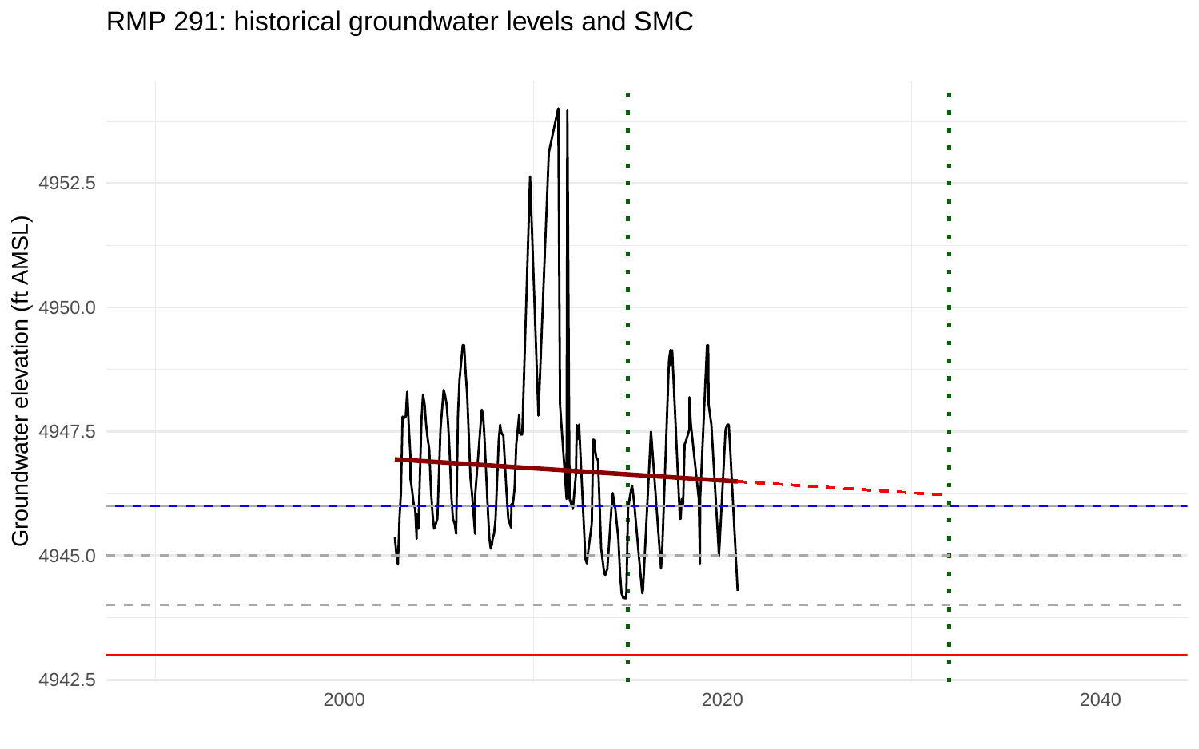RMP 291: historical groundwater levels and SMC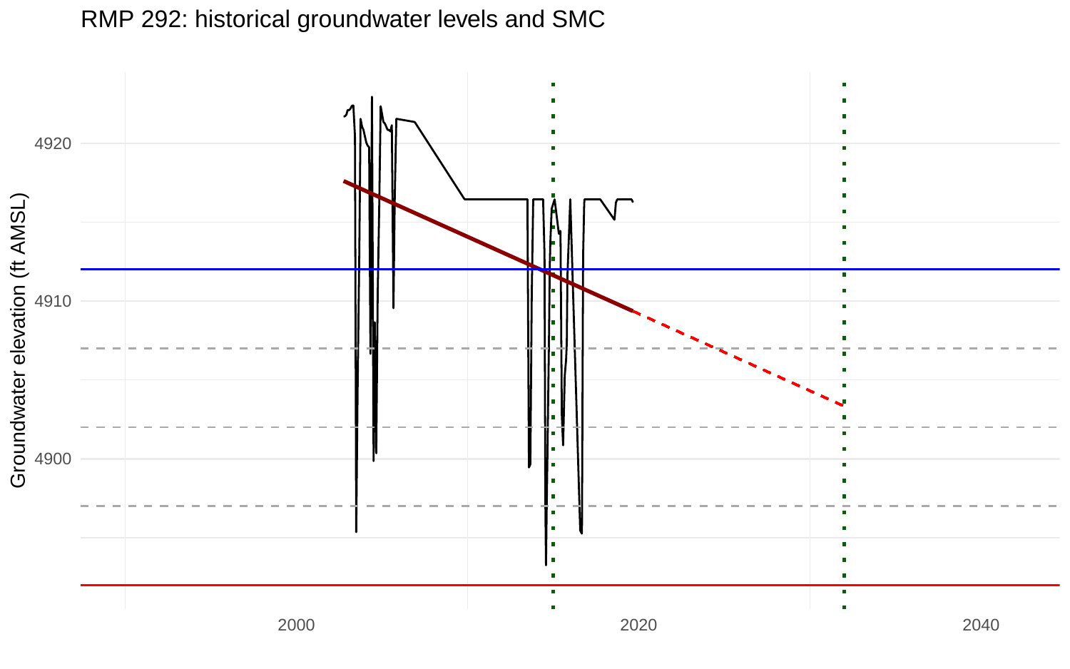RMP 292: historical groundwater levels and SMC

Groundwater elevation (ft AMSL)

4920

4910

4900

2000

2020

2040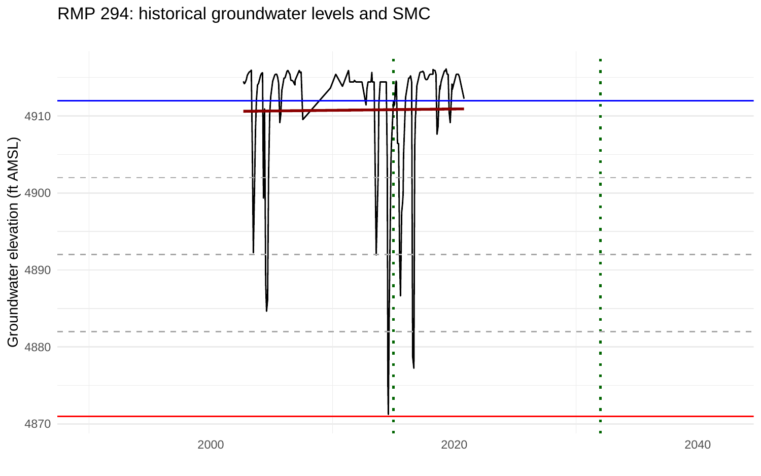RMP 294: historical groundwater levels and SMC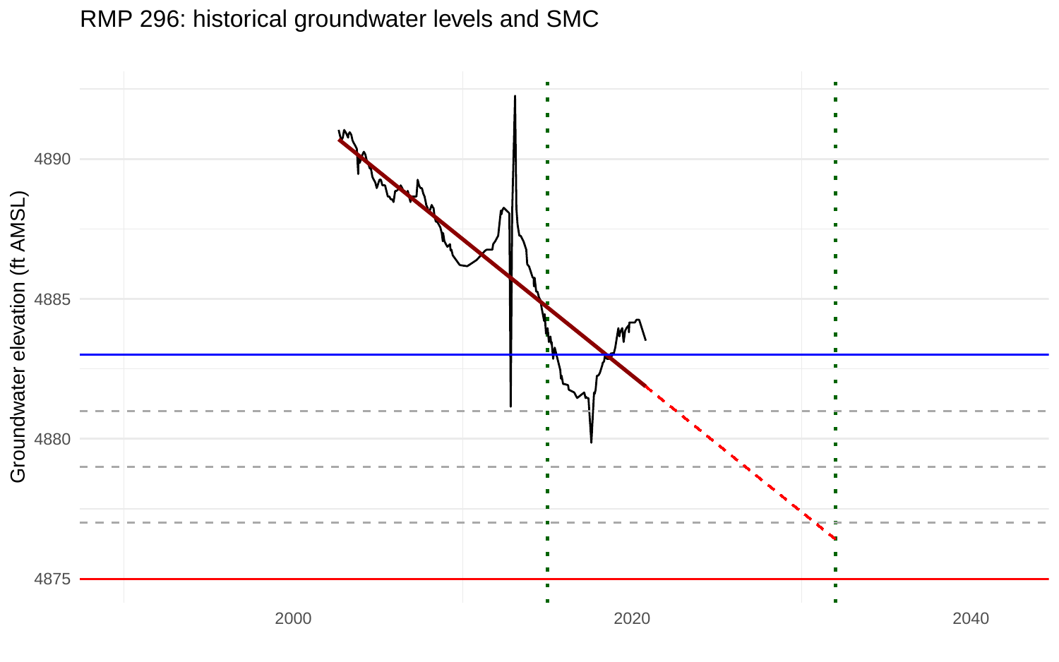RMP 296: historical groundwater levels and SMC

Groundwater elevation (ft AMSL)

4890

4885

4880

4875

2000

2020

2040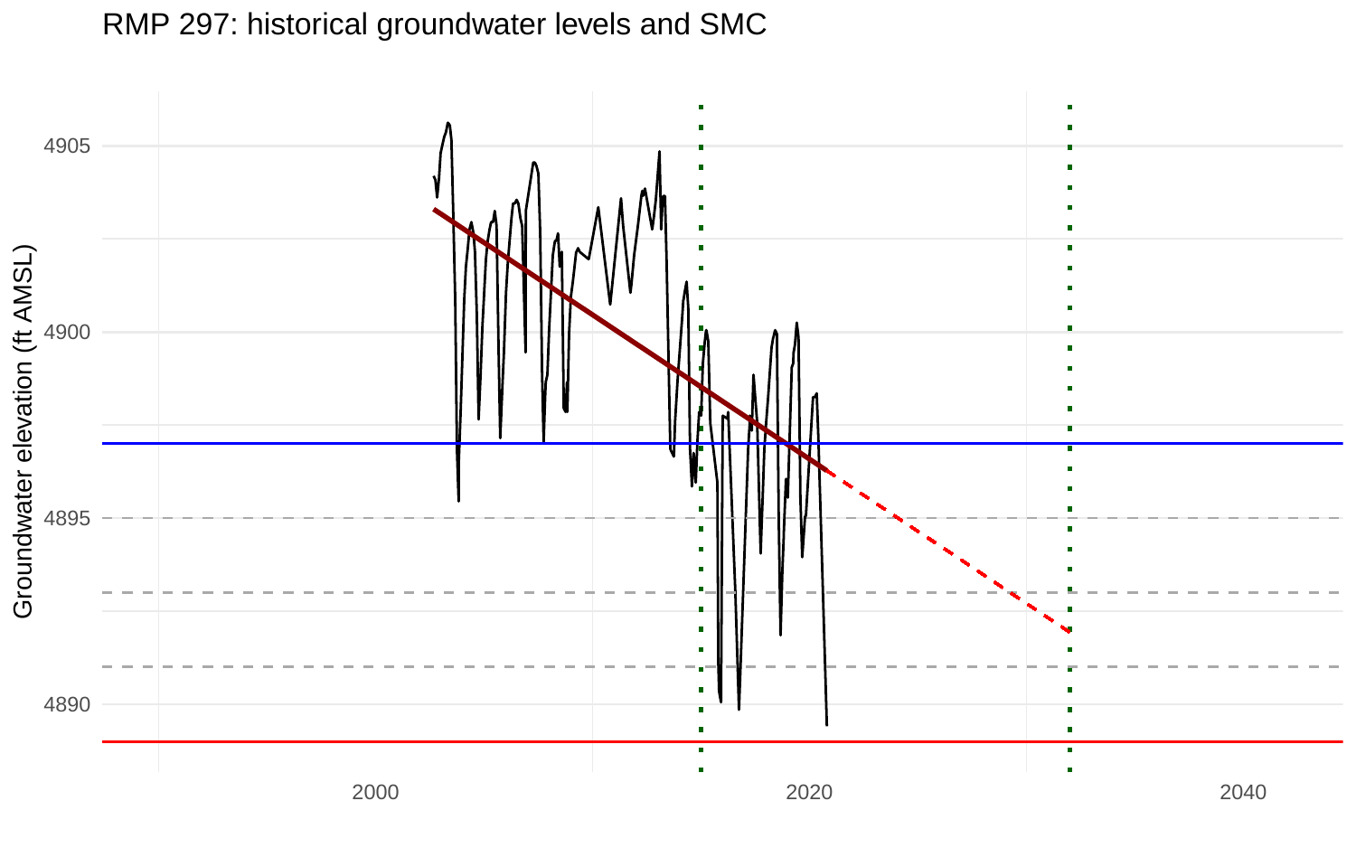RMP 297: historical groundwater levels and SMC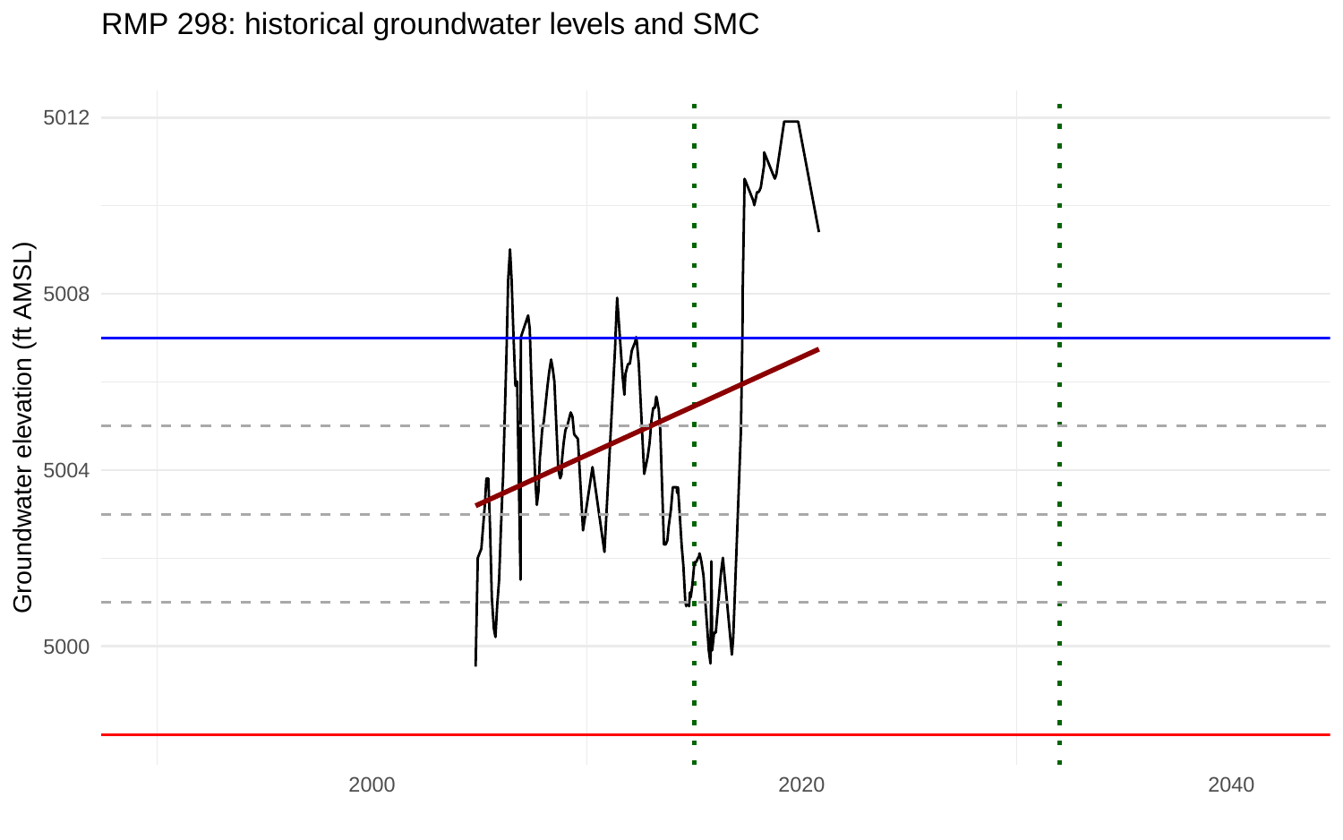RMP 298: historical groundwater levels and SMC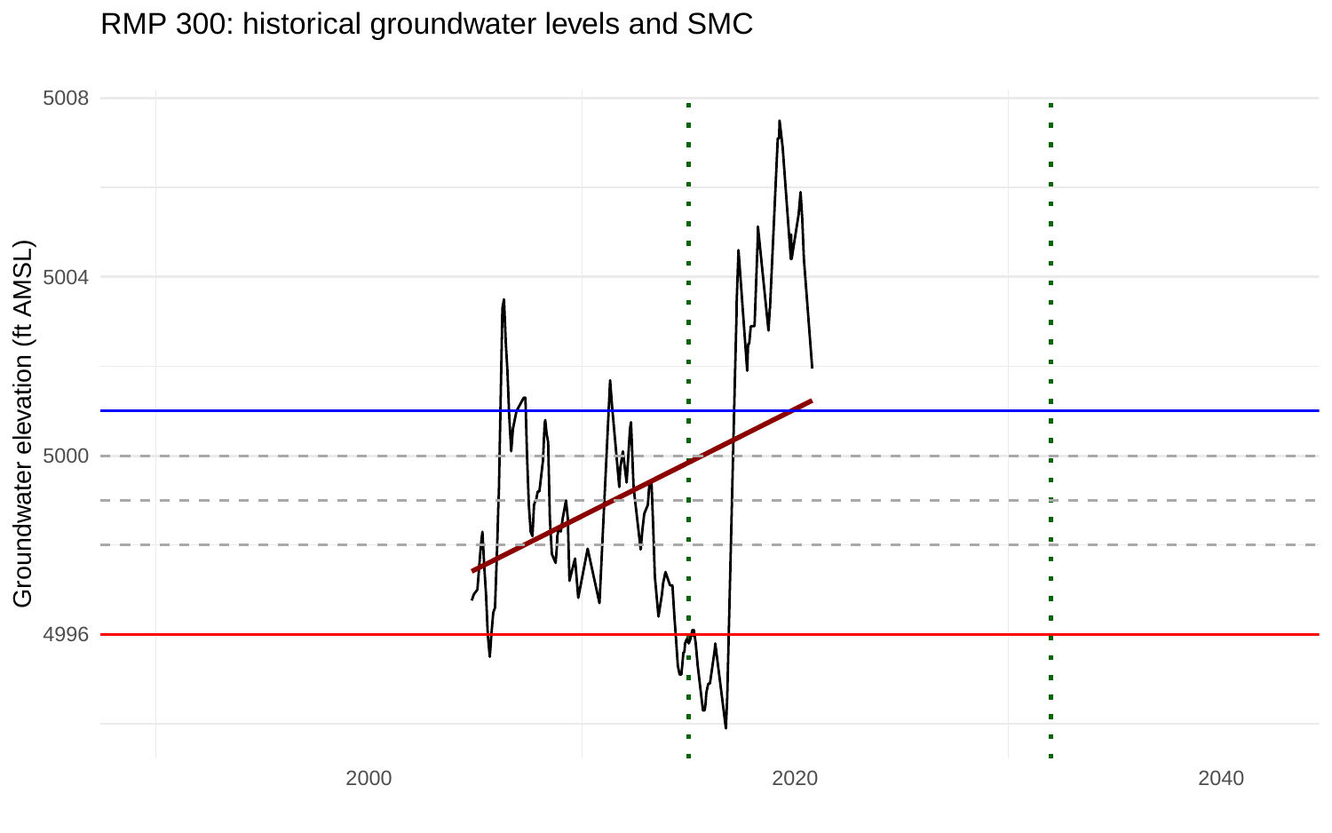RMP 300: historical groundwater levels and SMC

Groundwater elevation (ft AMSL)

5008

5004

5000

4996

2000

2020

2040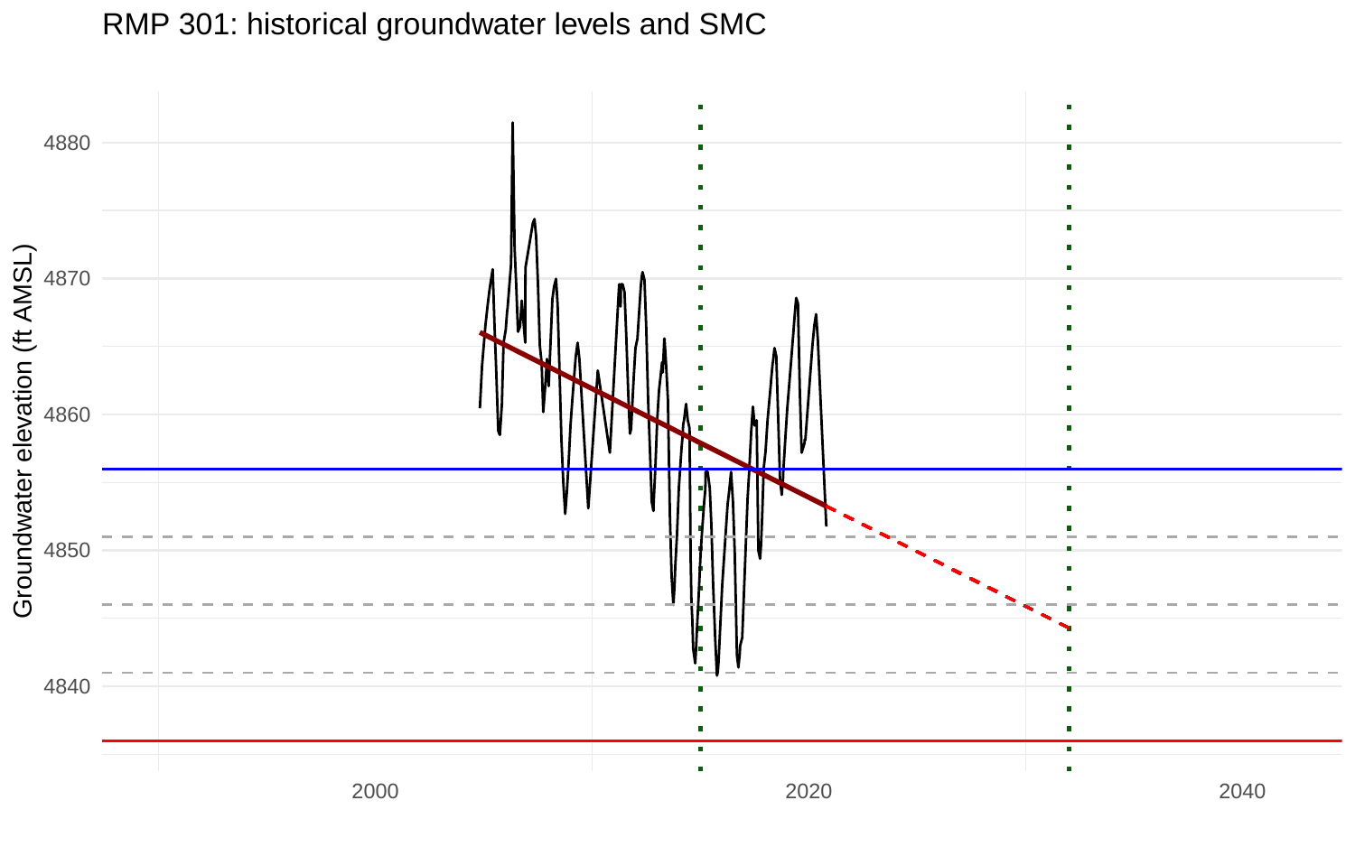RMP 301: historical groundwater levels and SMC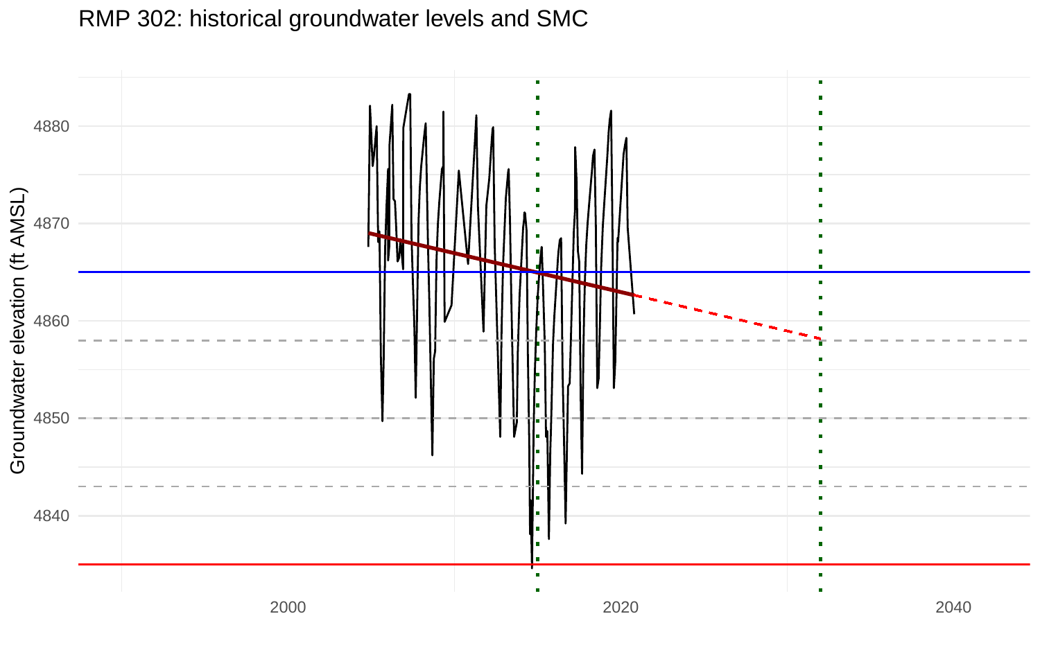RMP 302: historical groundwater levels and SMC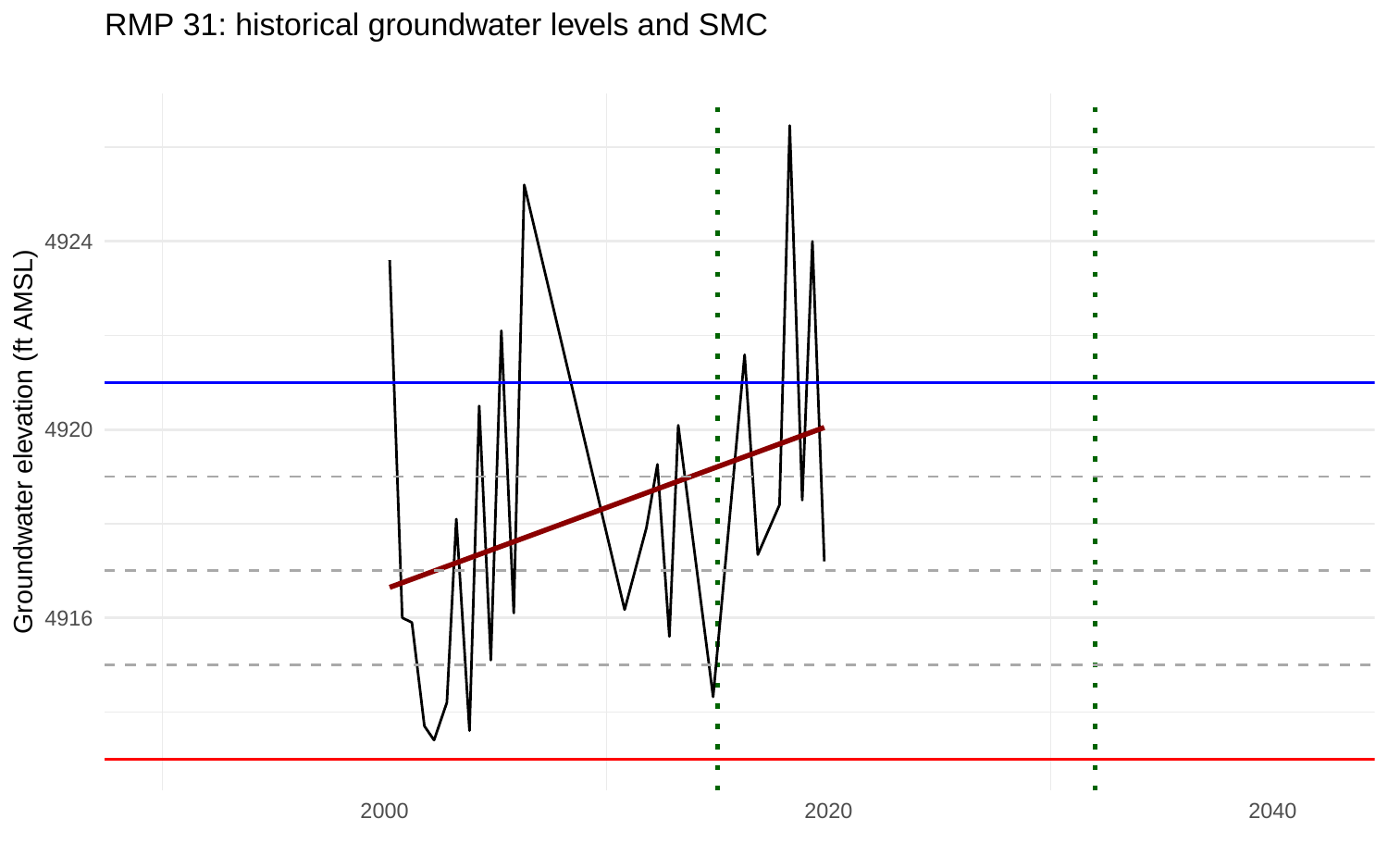RMP 31: historical groundwater levels and SMC

Groundwater elevation (ft AMSL)

4924

4920

4916

2000

2020

2040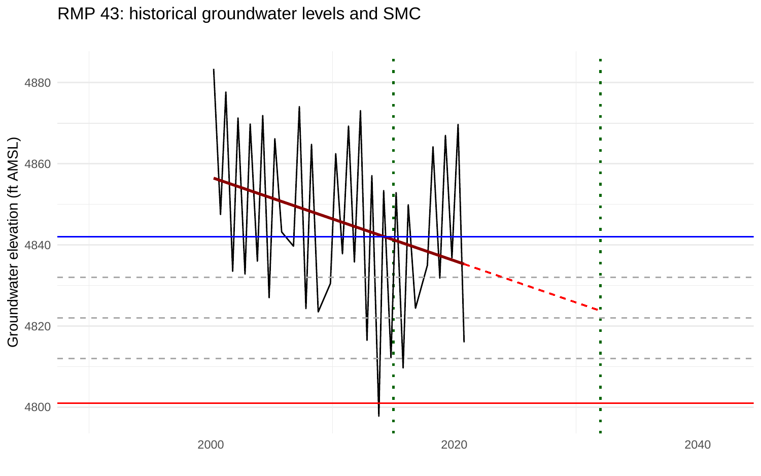RMP 43: historical groundwater levels and SMC

Groundwater elevation (ft AMSL)

4800
4820
4840
4860
4880

2000
2020
2040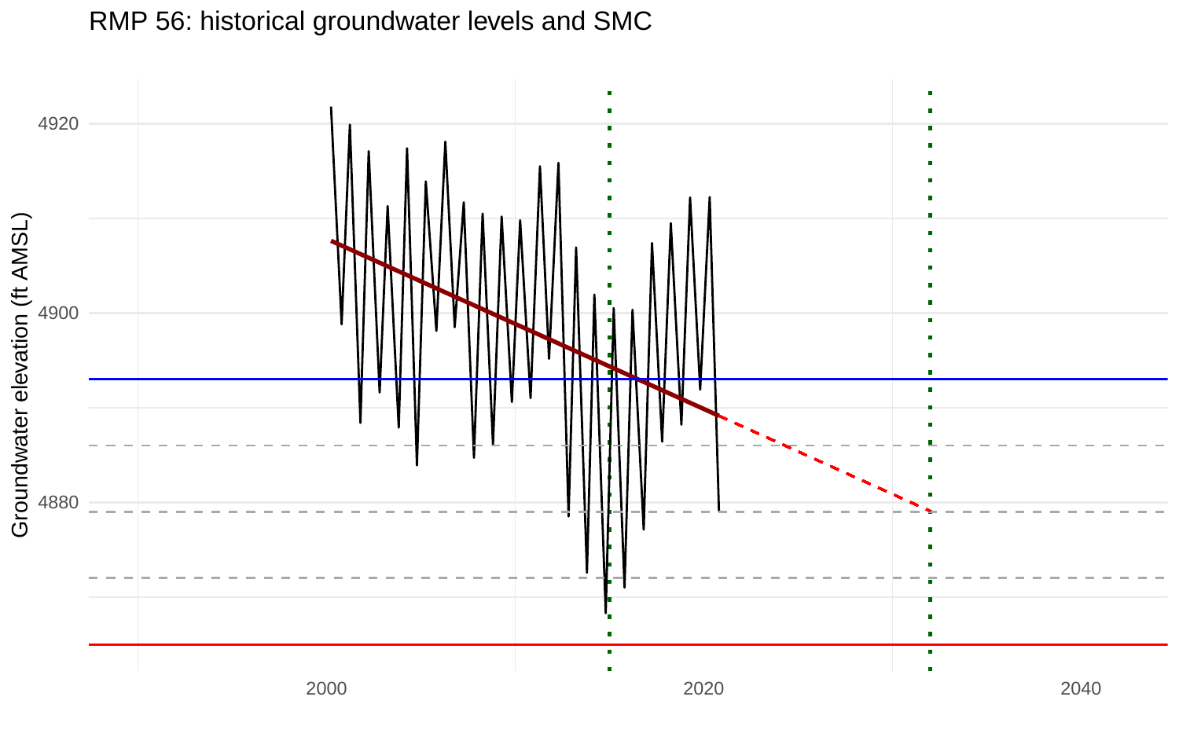RMP 56: historical groundwater levels and SMC

Groundwater elevation (ft AMSL)

4920

4900

4880

2000

2020

2040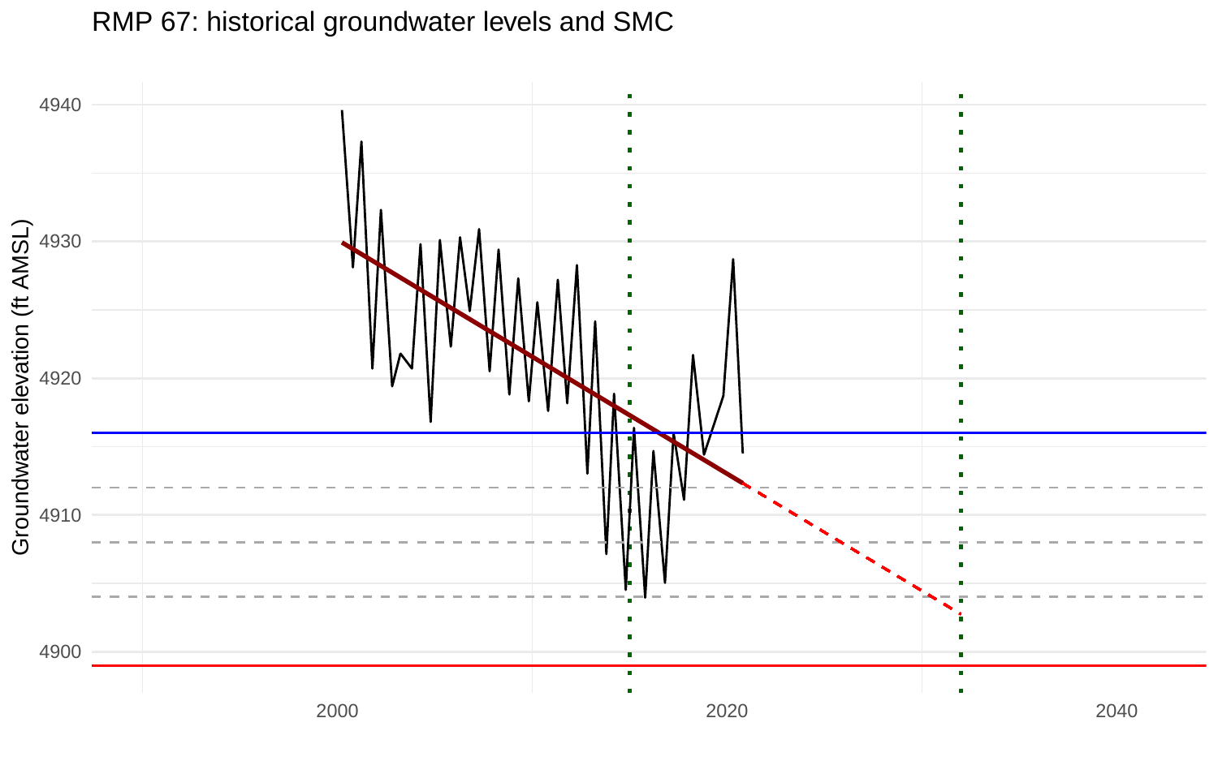RMP 67: historical groundwater levels and SMC

Groundwater elevation (ft AMSL)

4940

4930

4920

4910

4900

2000

2020

2040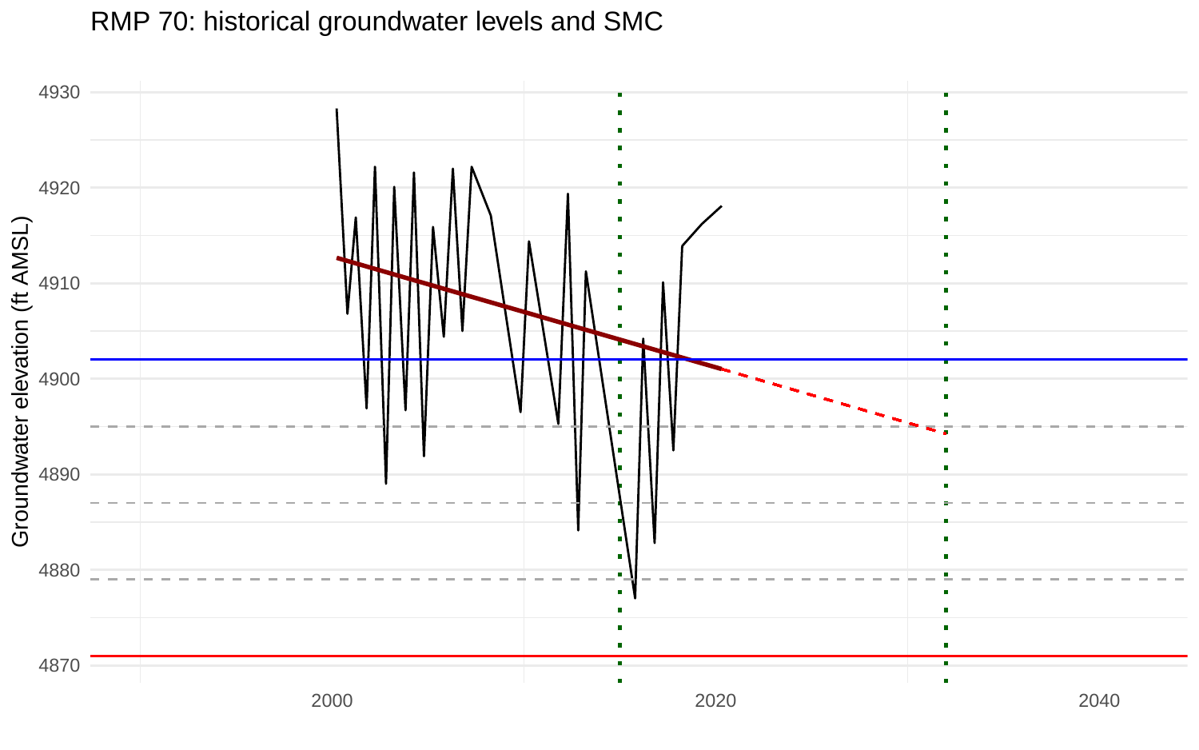RMP 70: historical groundwater levels and SMC

Groundwater elevation (ft AMSL)

4930
4920
4910
4900
4890
4880
4870

2000
2020
2040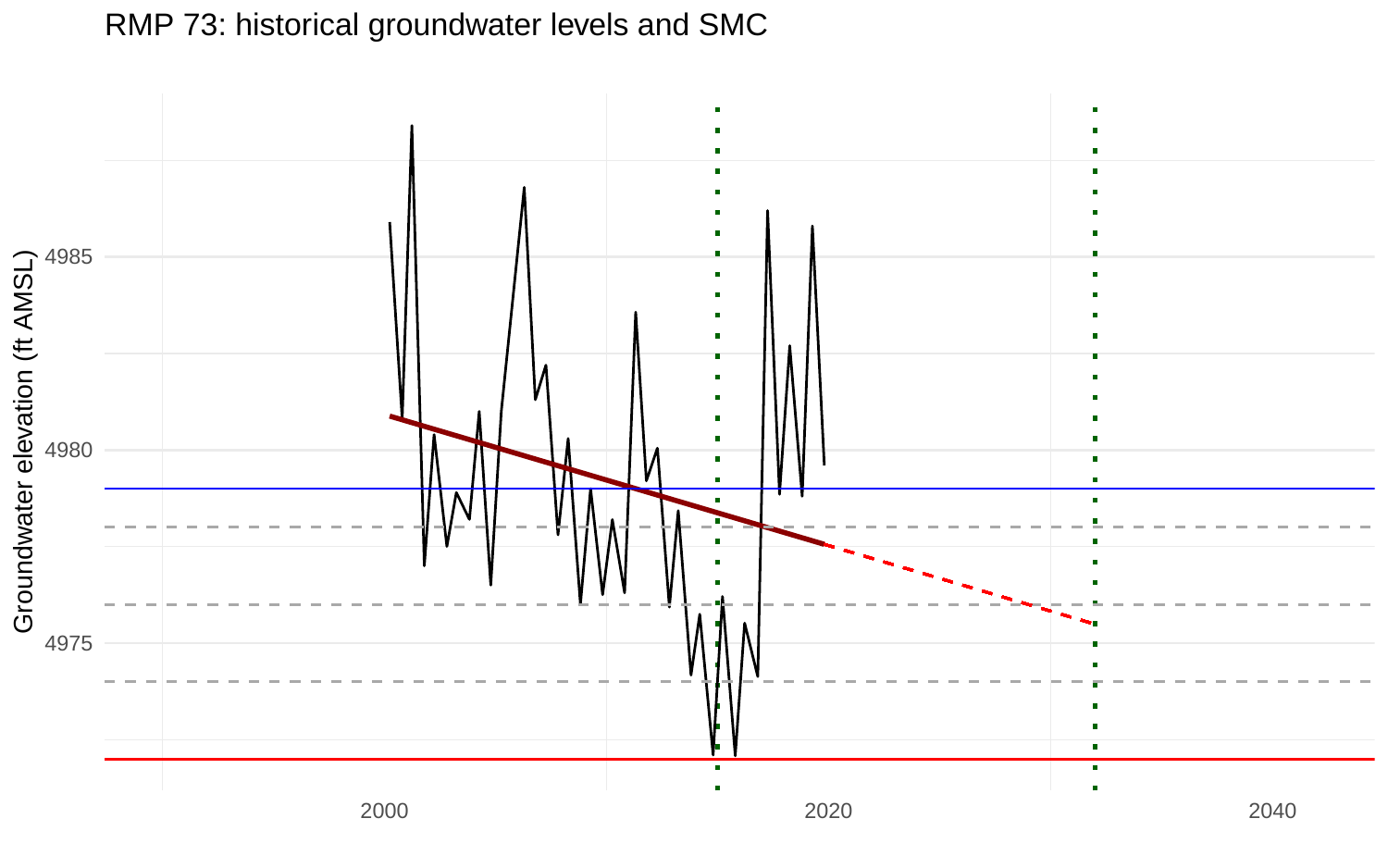RMP 73: historical groundwater levels and SMC

Groundwater elevation (ft AMSL)

4985

4980

4975

2000

2020

2040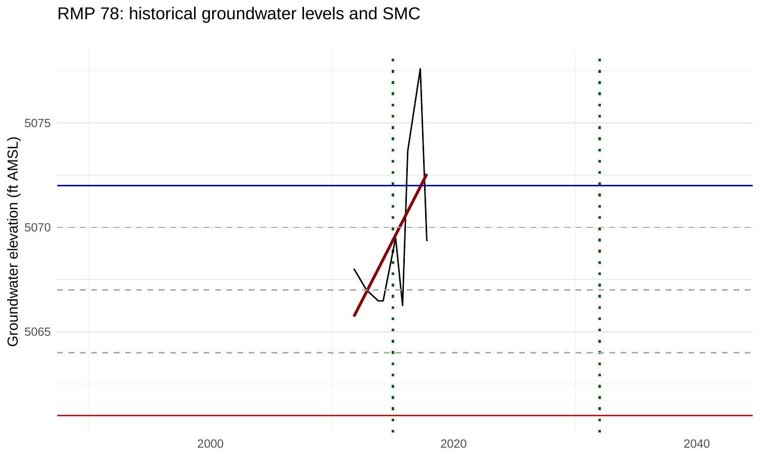RMP 78: historical groundwater levels and SMC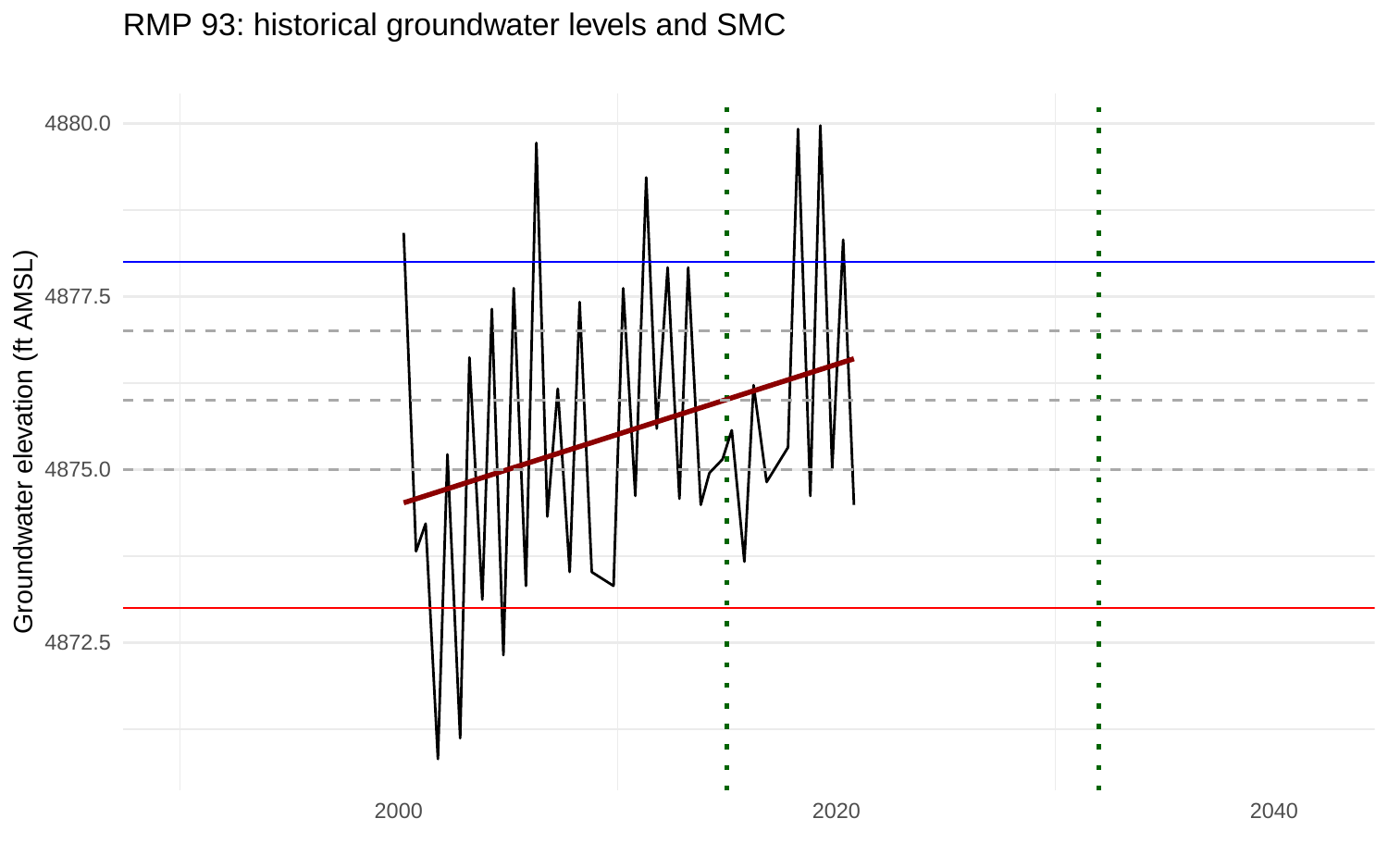RMP 93: historical groundwater levels and SMC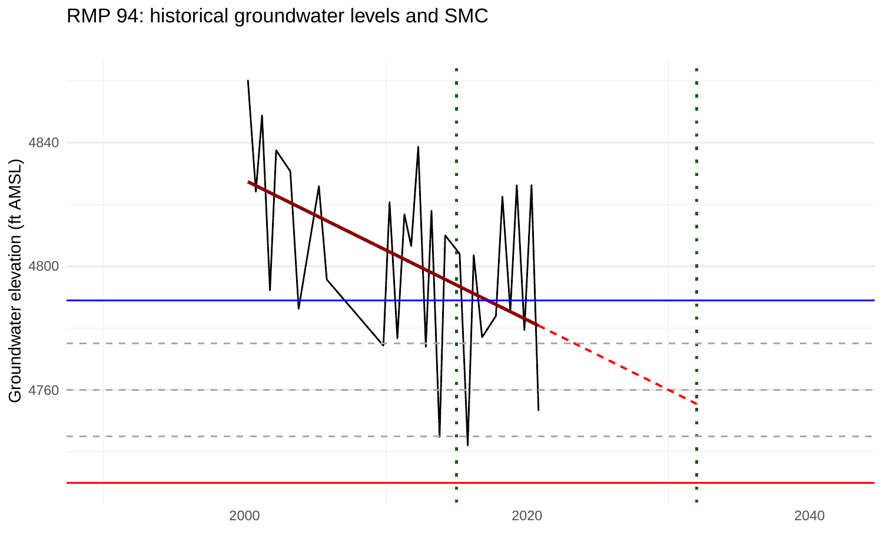RMP 94: historical groundwater levels and SMC

Groundwater elevation (ft AMSL)

4840

4800

4760

2000

2020

2040